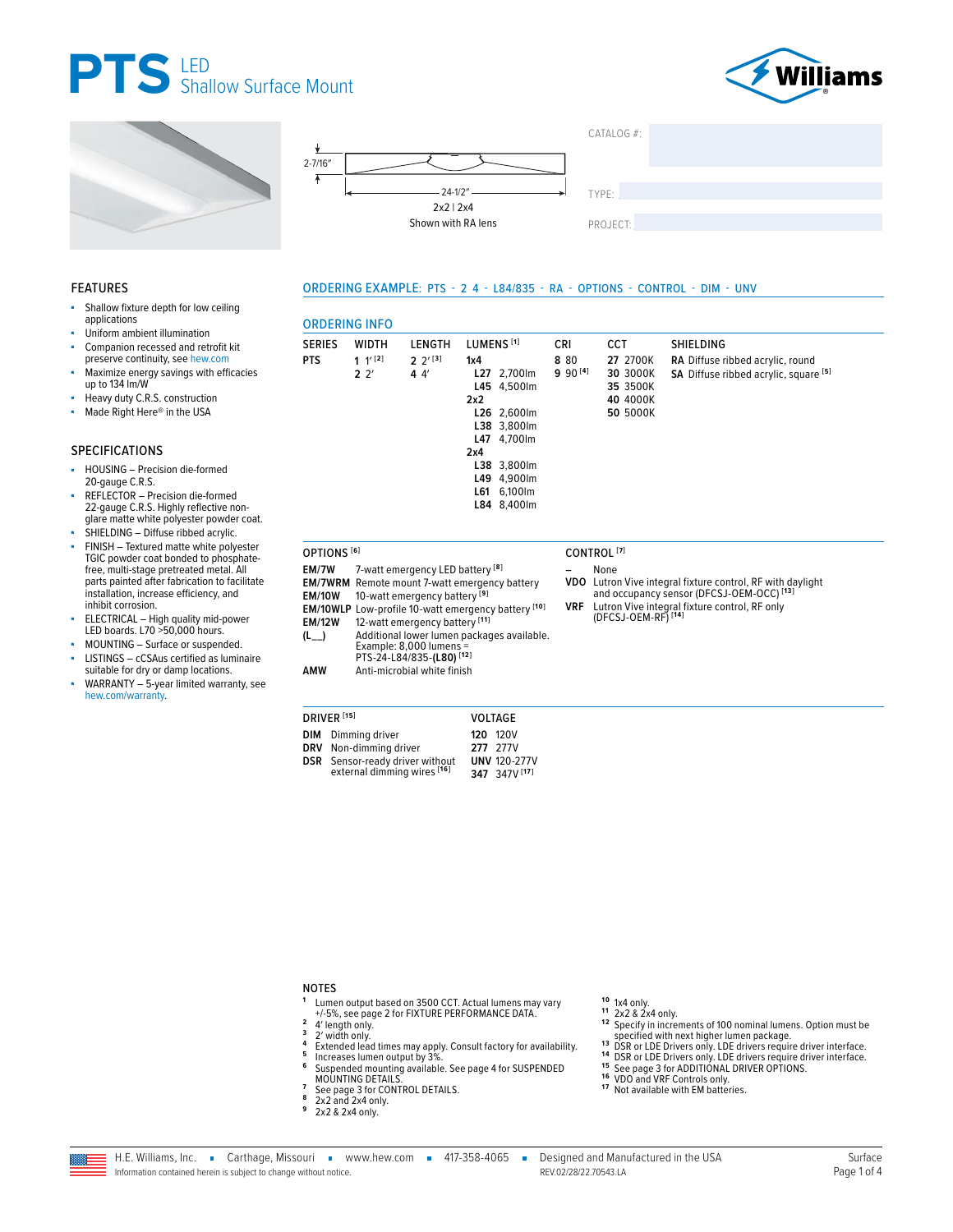# PTS LED Shallow Surface Mount

2-7/16"

24-1/2"

2x2 | 2x4

Shown with RA lens

CATALOG #:

TYPE:

PROJECT:

## FEATURES

- Shallow fixture depth for low ceiling applications
- Uniform ambient illumination
- Companion recessed and retrofit kit preserve continuity, see hew.com
- Maximize energy savings with efficacies up to 134 lm/W
- Heavy duty C.R.S. construction
- Made Right Here® in the USA

## SPECIFICATIONS

- HOUSING – Precision die-formed 20-gauge C.R.S.
- REFLECTOR – Precision die-formed 22-gauge C.R.S. Highly reflective non-glare matte white polyester powder coat.
- SHIELDING – Diffuse ribbed acrylic.
- FINISH – Textured matte white polyester TGIC powder coat bonded to phosphate-free, multi-stage pretreated metal. All parts painted after fabrication to facilitate installation, increase efficiency, and inhibit corrosion.
- ELECTRICAL – High quality mid-power LED boards. L70 >50,000 hours.
- MOUNTING – Surface or suspended.
- LISTINGS – cCSAus certified as luminaire suitable for dry or damp locations.
- WARRANTY – 5-year limited warranty, see hew.com/warranty.

## ORDERING EXAMPLE: PTS - 2 4 - L84/835 - RA - OPTIONS - CONTROL - DIM - UNV

## ORDERING INFO

| SERIES | WIDTH | LENGTH | LUMENS [1] | CRI | CCT | SHIELDING |
|---|---|---|---|---|---|---|
| **PTS** | **1** 1′ [2] | **2** 2′ [3] | **1x4** | **8** 80 | **27** 2700K | **RA** Diffuse ribbed acrylic, round |
| | **2** 2′ | **4** 4′ | **L27** 2,700lm | **9** 90 [4] | **30** 3000K | **SA** Diffuse ribbed acrylic, square [5] |
| | | | **L45** 4,500lm | | **35** 3500K | |
| | | | **2x2** | | **40** 4000K | |
| | | | **L26** 2,600lm | | **50** 5000K | |
| | | | **L38** 3,800lm | | | |
| | | | **L47** 4,700lm | | | |
| | | | **2x4** | | | |
| | | | **L38** 3,800lm | | | |
| | | | **L49** 4,900lm | | | |
| | | | **L61** 6,100lm | | | |
| | | | **L84** 8,400lm | | | |

### OPTIONS [6]

| | |
|---|---|
| **EM/7W** | 7-watt emergency LED battery [8] |
| **EM/7WRM** | Remote mount 7-watt emergency battery |
| **EM/10W** | 10-watt emergency battery [9] |
| **EM/10WLP** | Low-profile 10-watt emergency battery [10] |
| **EM/12W** | 12-watt emergency battery [11] |
| **(L__)** | Additional lower lumen packages available. Example: 8,000 lumens = PTS-24-L84/835-**(L80)** [12] |
| **AMW** | Anti-microbial white finish |

### CONTROL [7]

| | |
|---|---|
| **–** | None |
| **VDO** | Lutron Vive integral fixture control, RF with daylight and occupancy sensor (DFCSJ-OEM-OCC) [13] |
| **VRF** | Lutron Vive integral fixture control, RF only (DFCSJ-OEM-RF) [14] |

### DRIVER [15]

| | |
|---|---|
| **DIM** | Dimming driver |
| **DRV** | Non-dimming driver |
| **DSR** | Sensor-ready driver without external dimming wires [16] |

### VOLTAGE

| | |
|---|---|
| **120** | 120V |
| **277** | 277V |
| **UNV** | 120-277V |
| **347** | 347V [17] |

## NOTES

1. Lumen output based on 3500 CCT. Actual lumens may vary +/-5%, see page 2 for FIXTURE PERFORMANCE DATA.
2. 4′ length only.
3. 2′ width only.
4. Extended lead times may apply. Consult factory for availability.
5. Increases lumen output by 3%.
6. Suspended mounting available. See page 4 for SUSPENDED MOUNTING DETAILS.
7. See page 3 for CONTROL DETAILS.
8. 2x2 and 2x4 only.
9. 2x2 & 2x4 only.
10. 1x4 only.
11. 2x2 & 2x4 only.
12. Specify in increments of 100 nominal lumens. Option must be specified with next higher lumen package.
13. DSR or LDE Drivers only. LDE drivers require driver interface.
14. DSR or LDE Drivers only. LDE drivers require driver interface.
15. See page 3 for ADDITIONAL DRIVER OPTIONS.
16. VDO and VRF Controls only.
17. Not available with EM batteries.

H.E. Williams, Inc. ▪ Carthage, Missouri ▪ www.hew.com ▪ 417-358-4065 ▪ Designed and Manufactured in the USA

Information contained herein is subject to change without notice. REV.02/28/22.70543.LA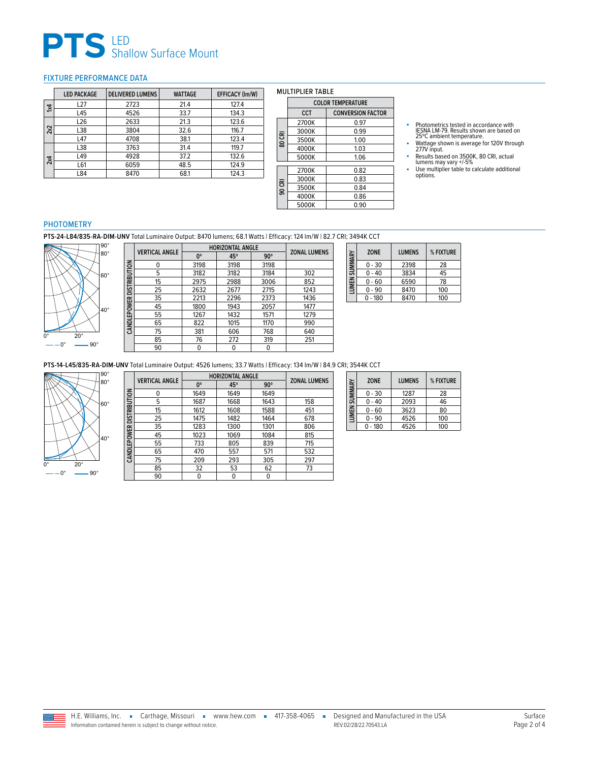# PTS LED Shallow Surface Mount

## FIXTURE PERFORMANCE DATA

| | LED PACKAGE | DELIVERED LUMENS | WATTAGE | EFFICACY (lm/W) |
|---|---|---|---|---|
| 1x4 | L27 | 2723 | 21.4 | 127.4 |
| | L45 | 4526 | 33.7 | 134.3 |
| 2x2 | L26 | 2633 | 21.3 | 123.6 |
| | L38 | 3804 | 32.6 | 116.7 |
| | L47 | 4708 | 38.1 | 123.4 |
| 2x4 | L38 | 3763 | 31.4 | 119.7 |
| | L49 | 4928 | 37.2 | 132.6 |
| | L61 | 6059 | 48.5 | 124.9 |
| | L84 | 8470 | 68.1 | 124.3 |

MULTIPLIER TABLE

| | COLOR TEMPERATURE | |
|---|---|---|
| | CCT | CONVERSION FACTOR |
| 80 CRI | 2700K | 0.97 |
| | 3000K | 0.99 |
| | 3500K | 1.00 |
| | 4000K | 1.03 |
| | 5000K | 1.06 |
| 90 CRI | 2700K | 0.82 |
| | 3000K | 0.83 |
| | 3500K | 0.84 |
| | 4000K | 0.86 |
| | 5000K | 0.90 |

- Photometrics tested in accordance with IESNA LM-79. Results shown are based on 25ºC ambient temperature.
- Wattage shown is average for 120V through 277V input.
- Results based on 3500K, 80 CRI, actual lumens may vary +/-5%
- Use multiplier table to calculate additional options.

## PHOTOMETRY

**PTS-24-L84/835-RA-DIM-UNV** Total Luminaire Output: 8470 lumens; 68.1 Watts | Efficacy: 124 lm/W | 82.7 CRI; 3494K CCT

CANDLEPOWER DISTRIBUTION

| VERTICAL ANGLE | HORIZONTAL ANGLE | | | ZONAL LUMENS |
|---|---|---|---|---|
| | 0° | 45° | 90° | |
| 0 | 3198 | 3198 | 3198 | |
| 5 | 3182 | 3182 | 3184 | 302 |
| 15 | 2975 | 2988 | 3006 | 852 |
| 25 | 2632 | 2677 | 2715 | 1243 |
| 35 | 2213 | 2296 | 2373 | 1436 |
| 45 | 1800 | 1943 | 2057 | 1477 |
| 55 | 1267 | 1432 | 1571 | 1279 |
| 65 | 822 | 1015 | 1170 | 990 |
| 75 | 381 | 606 | 768 | 640 |
| 85 | 76 | 272 | 319 | 251 |
| 90 | 0 | 0 | 0 | |

LUMEN SUMMARY

| ZONE | LUMENS | % FIXTURE |
|---|---|---|
| 0 - 30 | 2398 | 28 |
| 0 - 40 | 3834 | 45 |
| 0 - 60 | 6590 | 78 |
| 0 - 90 | 8470 | 100 |
| 0 - 180 | 8470 | 100 |

**PTS-14-L45/835-RA-DIM-UNV** Total Luminaire Output: 4526 lumens; 33.7 Watts | Efficacy: 134 lm/W | 84.9 CRI; 3544K CCT

CANDLEPOWER DISTRIBUTION

| VERTICAL ANGLE | HORIZONTAL ANGLE | | | ZONAL LUMENS |
|---|---|---|---|---|
| | 0° | 45° | 90° | |
| 0 | 1649 | 1649 | 1649 | |
| 5 | 1687 | 1668 | 1643 | 158 |
| 15 | 1612 | 1608 | 1588 | 451 |
| 25 | 1475 | 1482 | 1464 | 678 |
| 35 | 1283 | 1300 | 1301 | 806 |
| 45 | 1023 | 1069 | 1084 | 815 |
| 55 | 733 | 805 | 839 | 715 |
| 65 | 470 | 557 | 571 | 532 |
| 75 | 209 | 293 | 305 | 297 |
| 85 | 32 | 53 | 62 | 73 |
| 90 | 0 | 0 | 0 | |

LUMEN SUMMARY

| ZONE | LUMENS | % FIXTURE |
|---|---|---|
| 0 - 30 | 1287 | 28 |
| 0 - 40 | 2093 | 46 |
| 0 - 60 | 3623 | 80 |
| 0 - 90 | 4526 | 100 |
| 0 - 180 | 4526 | 100 |

H.E. Williams, Inc. ▪ Carthage, Missouri ▪ www.hew.com ▪ 417-358-4065 ▪ Designed and Manufactured in the USA

Information contained herein is subject to change without notice. REV.02/28/22.70543.LA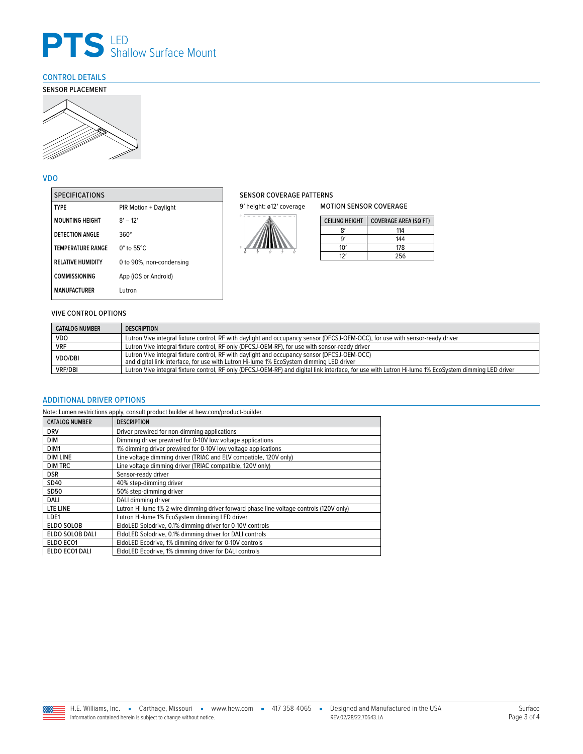# PTS LED Shallow Surface Mount

## CONTROL DETAILS

### SENSOR PLACEMENT

## VDO

| SPECIFICATIONS | |
|---|---|
| TYPE | PIR Motion + Daylight |
| MOUNTING HEIGHT | 8′ – 12′ |
| DETECTION ANGLE | 360° |
| TEMPERATURE RANGE | 0° to 55°C |
| RELATIVE HUMIDITY | 0 to 90%, non-condensing |
| COMMISSIONING | App (iOS or Android) |
| MANUFACTURER | Lutron |

### SENSOR COVERAGE PATTERNS

9′ height: ø12′ coverage

### MOTION SENSOR COVERAGE

| CEILING HEIGHT | COVERAGE AREA (SQ FT) |
|---|---|
| 8′ | 114 |
| 9′ | 144 |
| 10′ | 178 |
| 12′ | 256 |

### VIVE CONTROL OPTIONS

| CATALOG NUMBER | DESCRIPTION |
|---|---|
| VDO | Lutron Vive integral fixture control, RF with daylight and occupancy sensor (DFCSJ-OEM-OCC), for use with sensor-ready driver |
| VRF | Lutron Vive integral fixture control, RF only (DFCSJ-OEM-RF), for use with sensor-ready driver |
| VDO/DBI | Lutron Vive integral fixture control, RF with daylight and occupancy sensor (DFCSJ-OEM-OCC) and digital link interface, for use with Lutron Hi-lume 1% EcoSystem dimming LED driver |
| VRF/DBI | Lutron Vive integral fixture control, RF only (DFCSJ-OEM-RF) and digital link interface, for use with Lutron Hi-lume 1% EcoSystem dimming LED driver |

## ADDITIONAL DRIVER OPTIONS

Note: Lumen restrictions apply, consult product builder at hew.com/product-builder.

| CATALOG NUMBER | DESCRIPTION |
|---|---|
| DRV | Driver prewired for non-dimming applications |
| DIM | Dimming driver prewired for 0-10V low voltage applications |
| DIM1 | 1% dimming driver prewired for 0-10V low voltage applications |
| DIM LINE | Line voltage dimming driver (TRIAC and ELV compatible, 120V only) |
| DIM TRC | Line voltage dimming driver (TRIAC compatible, 120V only) |
| DSR | Sensor-ready driver |
| SD40 | 40% step-dimming driver |
| SD50 | 50% step-dimming driver |
| DALI | DALI dimming driver |
| LTE LINE | Lutron Hi-lume 1% 2-wire dimming driver forward phase line voltage controls (120V only) |
| LDE1 | Lutron Hi-lume 1% EcoSystem dimming LED driver |
| ELDO SOLOB | EldoLED Solodrive, 0.1% dimming driver for 0-10V controls |
| ELDO SOLOB DALI | EldoLED Solodrive, 0.1% dimming driver for DALI controls |
| ELDO ECO1 | EldoLED Ecodrive, 1% dimming driver for 0-10V controls |
| ELDO ECO1 DALI | EldoLED Ecodrive, 1% dimming driver for DALI controls |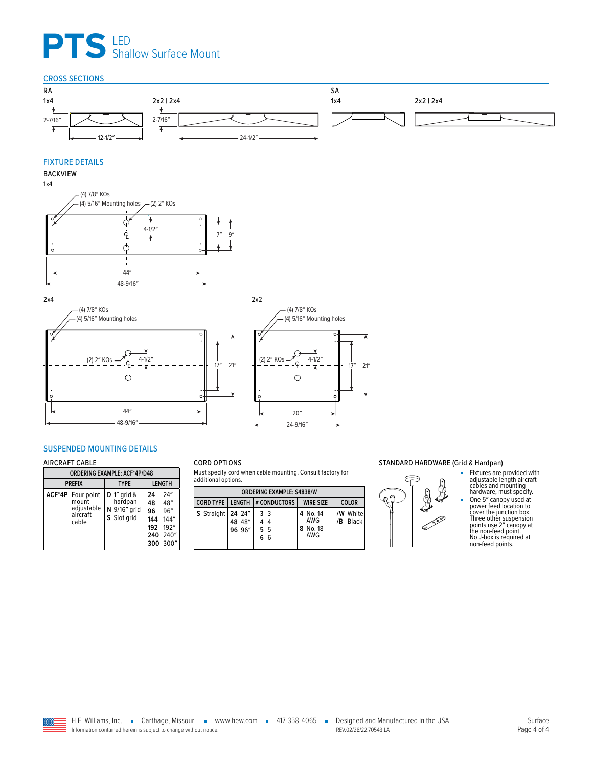# PTS LED Shallow Surface Mount

## CROSS SECTIONS

RA

1x4

2-7/16″

12-1/2″

2x2 | 2x4

2-7/16″

24-1/2″

SA

1x4

2x2 | 2x4

## FIXTURE DETAILS

BACKVIEW

1x4

(4) 7/8″ KOs

(4) 5/16″ Mounting holes

(2) 2″ KOs

4-1/2″

7″ 9″

44″

48-9/16″

2x4

(4) 7/8″ KOs

(4) 5/16″ Mounting holes

(2) 2″ KOs

4-1/2″

17″ 21″

44″

48-9/16″

2x2

(4) 7/8″ KOs

(4) 5/16″ Mounting holes

(2) 2″ KOs

4-1/2″

17″ 21″

20″

24-9/16″

## SUSPENDED MOUNTING DETAILS

### AIRCRAFT CABLE

| ORDERING EXAMPLE: ACF*4P/D48 | | |
|---|---|---|
| PREFIX | TYPE | LENGTH |
| **ACF*4P** Four point mount adjustable aircraft cable | **D** 1″ grid & hardpan<br>**N** 9/16″ grid<br>**S** Slot grid | **24** 24″<br>**48** 48″<br>**96** 96″<br>**144** 144″<br>**192** 192″<br>**240** 240″<br>**300** 300″ |

### CORD OPTIONS

Must specify cord when cable mounting. Consult factory for additional options.

| ORDERING EXAMPLE: S4838/W | | | | |
|---|---|---|---|---|
| CORD TYPE | LENGTH | # CONDUCTORS | WIRE SIZE | COLOR |
| **S** Straight | **24** 24″<br>**48** 48″<br>**96** 96″ | **3** 3<br>**4** 4<br>**5** 5<br>**6** 6 | **4** No. 14 AWG<br>**8** No. 18 AWG | **/W** White<br>**/B** Black |

### STANDARD HARDWARE (Grid & Hardpan)

- Fixtures are provided with adjustable length aircraft cables and mounting hardware, must specify.
- One 5″ canopy used at power feed location to cover the junction box. Three other suspension points use 2″ canopy at the non-feed point. No J-box is required at non-feed points.

H.E. Williams, Inc. ▪ Carthage, Missouri ▪ www.hew.com ▪ 417-358-4065 ▪ Designed and Manufactured in the USA

Information contained herein is subject to change without notice.

REV.02/28/22.70543.LA

Surface